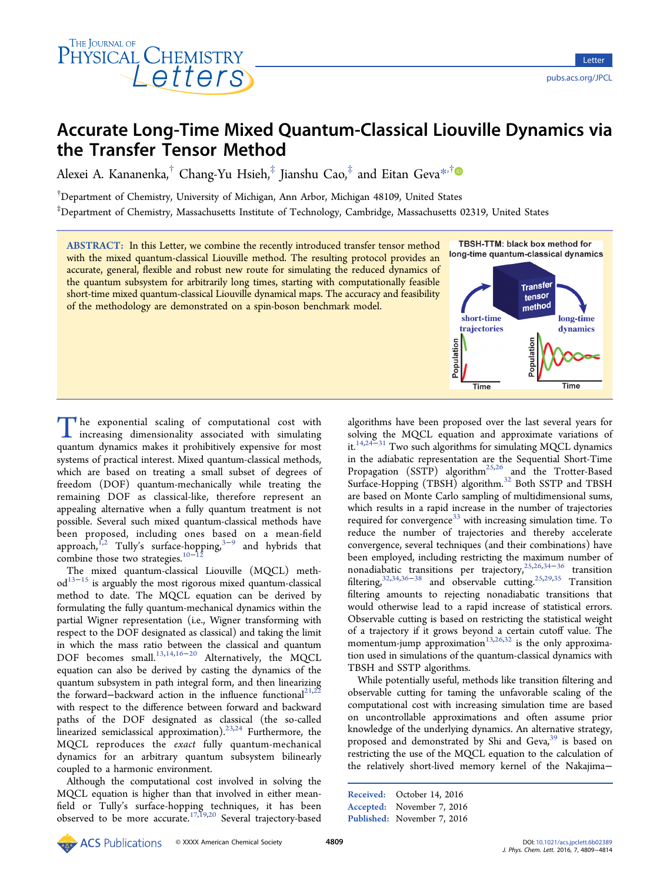# Accurate Long-Time Mixed Quantum-Classical Liouville Dynamics via the Transfer Tensor Method

Alexei A. Kananenka,[†] Chang-Yu Hsieh,[‡] Jianshu Cao,[‡] and Eitan Geva*[,†]

[†]Department of Chemistry, University of Michigan, Ann Arbor, Michigan 48109, United States

[‡]Department of Chemistry, Massachusetts Institute of Technology, Cambridge, Massachusetts 02319, United States

**ABSTRACT:** In this Letter, we combine the recently introduced transfer tensor method with the mixed quantum-classical Liouville method. The resulting protocol provides an accurate, general, flexible and robust new route for simulating the reduced dynamics of the quantum subsystem for arbitrarily long times, starting with computationally feasible short-time mixed quantum-classical Liouville dynamical maps. The accuracy and feasibility of the methodology are demonstrated on a spin-boson benchmark model.

TBSH-TTM: black box method for long-time quantum-classical dynamics

The exponential scaling of computational cost with increasing dimensionality associated with simulating quantum dynamics makes it prohibitively expensive for most systems of practical interest. Mixed quantum-classical methods, which are based on treating a small subset of degrees of freedom (DOF) quantum-mechanically while treating the remaining DOF as classical-like, therefore represent an appealing alternative when a fully quantum treatment is not possible. Several such mixed quantum-classical methods have been proposed, including ones based on a mean-field approach,[1,2] Tully's surface-hopping,[3−9] and hybrids that combine those two strategies.[10−12]

The mixed quantum-classical Liouville (MQCL) method[13−15] is arguably the most rigorous mixed quantum-classical method to date. The MQCL equation can be derived by formulating the fully quantum-mechanical dynamics within the partial Wigner representation (i.e., Wigner transforming with respect to the DOF designated as classical) and taking the limit in which the mass ratio between the classical and quantum DOF becomes small.[13,14,16−20] Alternatively, the MQCL equation can also be derived by casting the dynamics of the quantum subsystem in path integral form, and then linearizing the forward−backward action in the influence functional[21,22] with respect to the difference between forward and backward paths of the DOF designated as classical (the so-called linearized semiclassical approximation).[23,24] Furthermore, the MQCL equation reproduces the *exact* fully quantum-mechanical dynamics for an arbitrary quantum subsystem bilinearly coupled to a harmonic environment.

Although the computational cost involved in solving the MQCL equation is higher than that involved in either mean-field or Tully's surface-hopping techniques, it has been observed to be more accurate.[17,19,20] Several trajectory-based algorithms have been proposed over the last several years for solving the MQCL equation and approximate variations of it.[14,24−31] Two such algorithms for simulating MQCL dynamics in the adiabatic representation are the Sequential Short-Time Propagation (SSTP) algorithm[25,26] and the Trotter-Based Surface-Hopping (TBSH) algorithm.[32] Both SSTP and TBSH are based on Monte Carlo sampling of multidimensional sums, which results in a rapid increase in the number of trajectories required for convergence[33] with increasing simulation time. To reduce the number of trajectories and thereby accelerate convergence, several techniques (and their combinations) have been employed, including restricting the maximum number of nonadiabatic transitions per trajectory,[25,26,34−36] transition filtering,[32,34,36−38] and observable cutting.[25,29,35] Transition filtering amounts to rejecting nonadiabatic transitions that would otherwise lead to a rapid increase of statistical errors. Observable cutting is based on restricting the statistical weight of a trajectory if it grows beyond a certain cutoff value. The momentum-jump approximation[13,26,32] is the only approximation used in simulations of the quantum-classical dynamics with TBSH and SSTP algorithms.

While potentially useful, methods like transition filtering and observable cutting for taming the unfavorable scaling of the computational cost with increasing simulation time are based on uncontrollable approximations and often assume prior knowledge of the underlying dynamics. An alternative strategy, proposed and demonstrated by Shi and Geva,[39] is based on restricting the use of the MQCL equation to the calculation of the relatively short-lived memory kernel of the Nakajima−

Received: October 14, 2016
Accepted: November 7, 2016
Published: November 7, 2016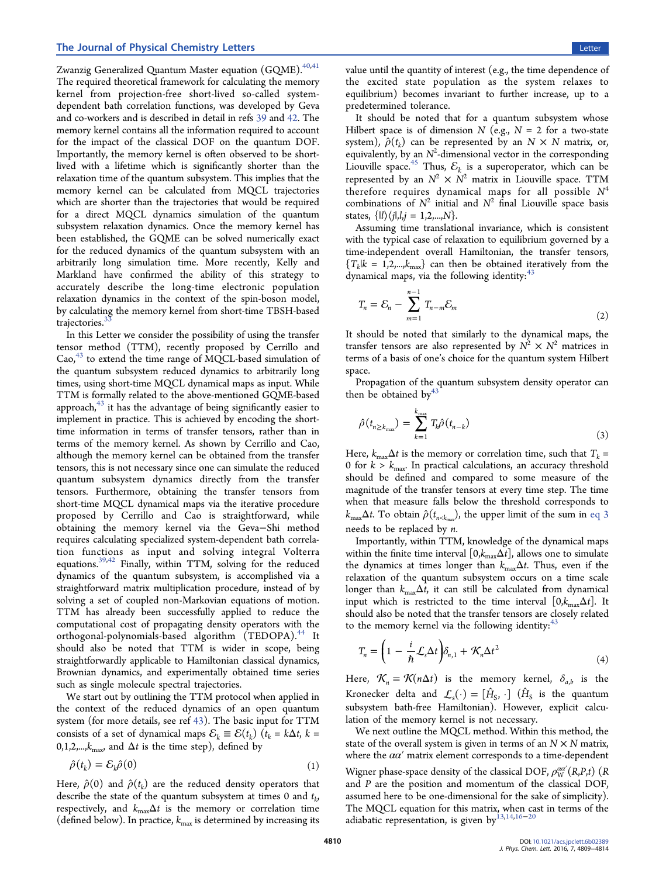Zwanzig Generalized Quantum Master equation (GQME).[40,41] The required theoretical framework for calculating the memory kernel from projection-free short-lived so-called system-dependent bath correlation functions, was developed by Geva and co-workers and is described in detail in refs 39 and 42. The memory kernel contains all the information required to account for the impact of the classical DOF on the quantum DOF. Importantly, the memory kernel is often observed to be short-lived with a lifetime which is significantly shorter than the relaxation time of the quantum subsystem. This implies that the memory kernel can be calculated from MQCL trajectories which are shorter than the trajectories that would be required for a direct MQCL dynamics simulation of the quantum subsystem relaxation dynamics. Once the memory kernel has been established, the GQME can be solved numerically exact for the reduced dynamics of the quantum subsystem with an arbitrarily long simulation time. More recently, Kelly and Markland have confirmed the ability of this strategy to accurately describe the long-time electronic population relaxation dynamics in the context of the spin-boson model, by calculating the memory kernel from short-time TBSH-based trajectories.[33]

In this Letter we consider the possibility of using the transfer tensor method (TTM), recently proposed by Cerrillo and Cao,[43] to extend the time range of MQCL-based simulation of the quantum subsystem reduced dynamics to arbitrarily long times, using short-time MQCL dynamical maps as input. While TTM is formally related to the above-mentioned GQME-based approach,[43] it has the advantage of being significantly easier to implement in practice. This is achieved by encoding the short-time information in terms of transfer tensors, rather than in terms of the memory kernel. As shown by Cerrillo and Cao, although the memory kernel can be obtained from the transfer tensors, this is not necessary since one can simulate the reduced quantum subsystem dynamics directly from the transfer tensors. Furthermore, obtaining the transfer tensors from short-time MQCL dynamical maps via the iterative procedure proposed by Cerrillo and Cao is straightforward, while obtaining the memory kernel via the Geva−Shi method requires calculating specialized system-dependent bath correlation functions as input and solving integral Volterra equations.[39,42] Finally, within TTM, solving for the reduced dynamics of the quantum subsystem, is accomplished via a straightforward matrix multiplication procedure, instead of by solving a set of coupled non-Markovian equations of motion. TTM has already been successfully applied to reduce the computational cost of propagating density operators with the orthogonal-polynomials-based algorithm (TEDOPA).[44] It should also be noted that TTM is wider in scope, being straightforwardly applicable to Hamiltonian classical dynamics, Brownian dynamics, and experimentally obtained time series such as single molecule spectral trajectories.

We start out by outlining the TTM protocol when applied in the context of the reduced dynamics of an open quantum system (for more details, see ref 43). The basic input for TTM consists of a set of dynamical maps $\mathcal{E}_k \equiv \mathcal{E}(t_k)$ ($t_k = k\Delta t$, $k = 0,1,2,...,k_{\max}$, and $\Delta t$ is the time step), defined by

$$\hat{\rho}(t_k) = \mathcal{E}_k \hat{\rho}(0) \tag{1}$$

Here, $\hat{\rho}(0)$ and $\hat{\rho}(t_k)$ are the reduced density operators that describe the state of the quantum subsystem at times 0 and $t_k$, respectively, and $k_{\max}\Delta t$ is the memory or correlation time (defined below). In practice, $k_{\max}$ is determined by increasing its value until the quantity of interest (e.g., the time dependence of the excited state population as the system relaxes to equilibrium) becomes invariant to further increase, up to a predetermined tolerance.

It should be noted that for a quantum subsystem whose Hilbert space is of dimension $N$ (e.g., $N = 2$ for a two-state system), $\hat{\rho}(t_k)$ can be represented by an $N \times N$ matrix, or, equivalently, by an $N^2$-dimensional vector in the corresponding Liouville space.[45] Thus, $\mathcal{E}_k$ is a superoperator, which can be represented by an $N^2 \times N^2$ matrix in Liouville space. TTM therefore requires dynamical maps for all possible $N^4$ combinations of $N^2$ initial and $N^2$ final Liouville space basis states, $\{|l\rangle\langle j|, l, j = 1,2,...,N\}$.

Assuming time translational invariance, which is consistent with the typical case of relaxation to equilibrium governed by a time-independent overall Hamiltonian, the transfer tensors, $\{T_k | k = 1,2,...,k_{\max}\}$ can then be obtained iteratively from the dynamical maps, via the following identity:[43]

$$T_n = \mathcal{E}_n - \sum_{m=1}^{n-1} T_{n-m}\mathcal{E}_m \tag{2}$$

It should be noted that similarly to the dynamical maps, the transfer tensors are also represented by $N^2 \times N^2$ matrices in terms of a basis of one's choice for the quantum system Hilbert space.

Propagation of the quantum subsystem density operator can then be obtained by[43]

$$\hat{\rho}(t_{n \geq k_{\max}}) = \sum_{k=1}^{k_{\max}} T_k \hat{\rho}(t_{n-k}) \tag{3}$$

Here, $k_{\max}\Delta t$ is the memory or correlation time, such that $T_k = 0$ for $k > k_{\max}$. In practical calculations, an accuracy threshold should be defined and compared to some measure of the magnitude of the transfer tensors at every time step. The time when that measure falls below the threshold corresponds to $k_{\max}\Delta t$. To obtain $\hat{\rho}(t_{n<k_{\max}})$, the upper limit of the sum in eq 3 needs to be replaced by $n$.

Importantly, within TTM, knowledge of the dynamical maps within the finite time interval $[0, k_{\max}\Delta t]$, allows one to simulate the dynamics at times longer than $k_{\max}\Delta t$. Thus, even if the relaxation of the quantum subsystem occurs on a time scale longer than $k_{\max}\Delta t$, it can still be calculated from dynamical input which is restricted to the time interval $[0, k_{\max}\Delta t]$. It should also be noted that the transfer tensors are closely related to the memory kernel via the following identity:[43]

$$T_n = \left(1 - \frac{i}{\hbar}\mathcal{L}_s \Delta t\right)\delta_{n,1} + \mathcal{K}_n \Delta t^2 \tag{4}$$

Here, $\mathcal{K}_n = \mathcal{K}(n\Delta t)$ is the memory kernel, $\delta_{a,b}$ is the Kronecker delta and $\mathcal{L}_s(\cdot) = [\hat{H}_S, \cdot]$ ($\hat{H}_S$ is the quantum subsystem bath-free Hamiltonian). However, explicit calculation of the memory kernel is not necessary.

We next outline the MQCL method. Within this method, the state of the overall system is given in terms of an $N \times N$ matrix, where the $\alpha\alpha'$ matrix element corresponds to a time-dependent Wigner phase-space density of the classical DOF, $\rho_W^{\alpha\alpha'}(R,P,t)$ ($R$ and $P$ are the position and momentum of the classical DOF, assumed here to be one-dimensional for the sake of simplicity). The MQCL equation for this matrix, when cast in terms of the adiabatic representation, is given by[13,14,16−20]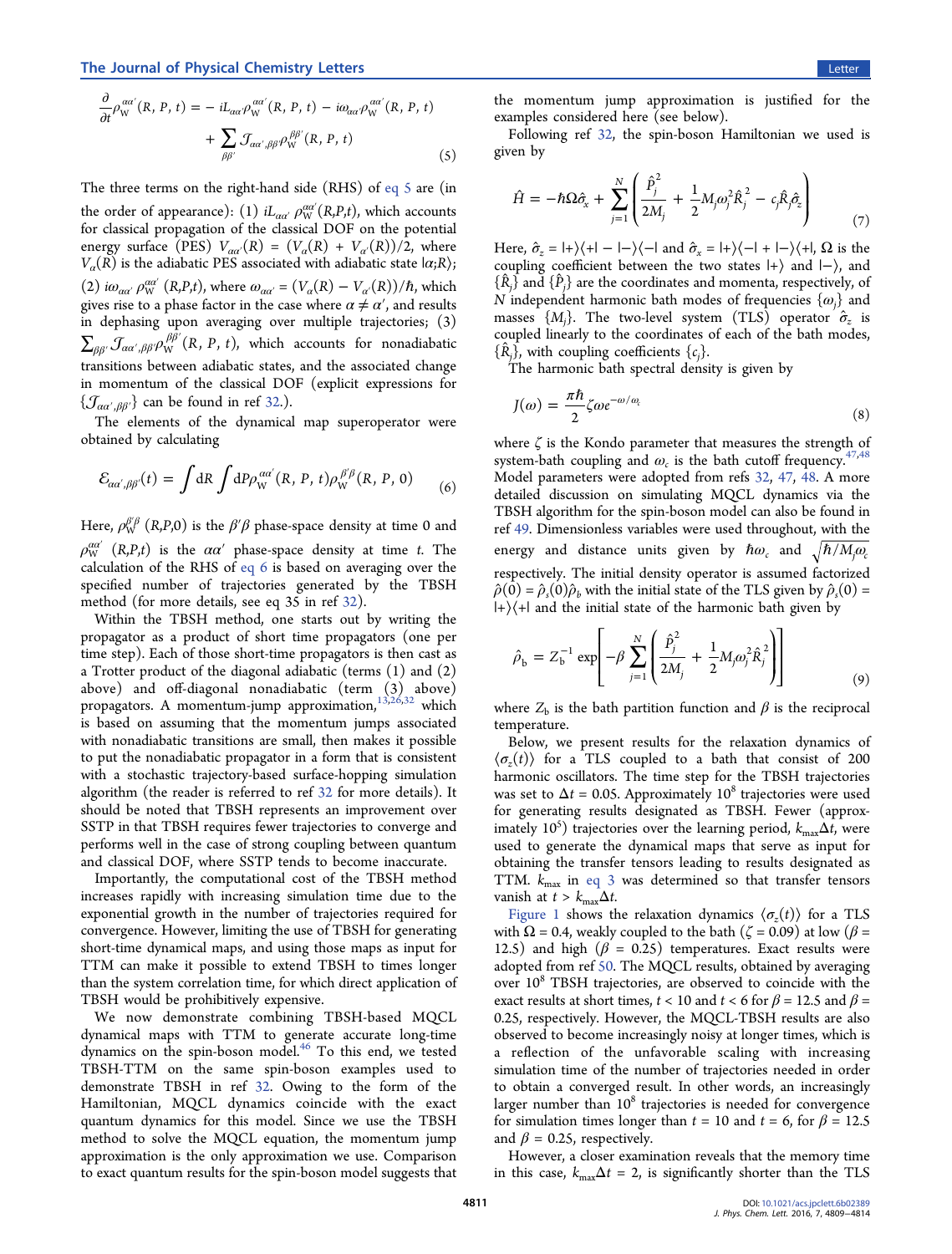$$\frac{\partial}{\partial t}\rho_W^{\alpha\alpha'}(R, P, t) = -iL_{\alpha\alpha'}\rho_W^{\alpha\alpha'}(R, P, t) - i\omega_{\alpha\alpha'}\rho_W^{\alpha\alpha'}(R, P, t) + \sum_{\beta\beta'} \mathcal{J}_{\alpha\alpha',\beta\beta'}\rho_W^{\beta\beta'}(R, P, t) \tag{5}$$

The three terms on the right-hand side (RHS) of eq 5 are (in the order of appearance): (1) $iL_{\alpha\alpha'}\ \rho_W^{\alpha\alpha'}(R,P,t)$, which accounts for classical propagation of the classical DOF on the potential energy surface (PES) $V_{\alpha\alpha'}(R) = (V_\alpha(R) + V_{\alpha'}(R))/2$, where $V_\alpha(R)$ is the adiabatic PES associated with adiabatic state $|\alpha;R\rangle$; (2) $i\omega_{\alpha\alpha'}\ \rho_W^{\alpha\alpha'}(R,P,t)$, where $\omega_{\alpha\alpha'} = (V_\alpha(R) - V_{\alpha'}(R))/\hbar$, which gives rise to a phase factor in the case where $\alpha \neq \alpha'$, and results in dephasing upon averaging over multiple trajectories; (3) $\sum_{\beta\beta'}\mathcal{J}_{\alpha\alpha',\beta\beta'}\rho_W^{\beta\beta'}(R, P, t)$, which accounts for nonadiabatic transitions between adiabatic states, and the associated change in momentum of the classical DOF (explicit expressions for $\{\mathcal{J}_{\alpha\alpha',\beta\beta'}\}$ can be found in ref 32.).

The elements of the dynamical map superoperator were obtained by calculating

$$\mathcal{E}_{\alpha\alpha',\beta\beta'}(t) = \int dR \int dP \rho_W^{\alpha\alpha'}(R, P, t)\rho_W^{\beta'\beta}(R, P, 0) \tag{6}$$

Here, $\rho_W^{\beta'\beta}(R,P,0)$ is the $\beta'\beta$ phase-space density at time 0 and $\rho_W^{\alpha\alpha'}(R,P,t)$ is the $\alpha\alpha'$ phase-space density at time $t$. The calculation of the RHS of eq 6 is based on averaging over the specified number of trajectories generated by the TBSH method (for more details, see eq 35 in ref 32).

Within the TBSH method, one starts out by writing the propagator as a product of short time propagators (one per time step). Each of those short-time propagators is then cast as a Trotter product of the diagonal adiabatic (terms (1) and (2) above) and off-diagonal nonadiabatic (term (3) above) propagators. A momentum-jump approximation,[13,26,32] which is based on assuming that the momentum jumps associated with nonadiabatic transitions are small, then makes it possible to put the nonadiabatic propagator in a form that is consistent with a stochastic trajectory-based surface-hopping simulation algorithm (the reader is referred to ref 32 for more details). It should be noted that TBSH represents an improvement over SSTP in that TBSH requires fewer trajectories to converge and performs well in the case of strong coupling between quantum and classical DOF, where SSTP tends to become inaccurate.

Importantly, the computational cost of the TBSH method increases rapidly with increasing simulation time due to the exponential growth in the number of trajectories required for convergence. However, limiting the use of TBSH for generating short-time dynamical maps, and using those maps as input for TTM can make it possible to extend TBSH to times longer than the system correlation time, for which direct application of TBSH would be prohibitively expensive.

We now demonstrate combining TBSH-based MQCL dynamical maps with TTM to generate accurate long-time dynamics on the spin-boson model.[46] To this end, we tested TBSH-TTM on the same spin-boson examples used to demonstrate TBSH in ref 32. Owing to the form of the Hamiltonian, MQCL dynamics coincide with the exact quantum dynamics for this model. Since we use the TBSH method to solve the MQCL equation, the momentum jump approximation is the only approximation we use. Comparison to exact quantum results for the spin-boson model suggests that the momentum jump approximation is justified for the examples considered here (see below).

Following ref 32, the spin-boson Hamiltonian we used is given by

$$\hat{H} = -\hbar\Omega\hat{\sigma}_x + \sum_{j=1}^{N}\left(\frac{\hat{P}_j^2}{2M_j} + \frac{1}{2}M_j\omega_j^2\hat{R}_j^{\ 2} - c_j\hat{R}_j\hat{\sigma}_z\right) \tag{7}$$

Here, $\hat{\sigma}_z = |+\rangle\langle+| - |-\rangle\langle-|$ and $\hat{\sigma}_x = |+\rangle\langle-| + |-\rangle\langle+|$, $\Omega$ is the coupling coefficient between the two states $|+\rangle$ and $|-\rangle$, and $\{\hat{R}_j\}$ and $\{\hat{P}_j\}$ are the coordinates and momenta, respectively, of $N$ independent harmonic bath modes of frequencies $\{\omega_j\}$ and masses $\{M_j\}$. The two-level system (TLS) operator $\hat{\sigma}_z$ is coupled linearly to the coordinates of each of the bath modes, $\{\hat{R}_j\}$, with coupling coefficients $\{c_j\}$.

The harmonic bath spectral density is given by

$$J(\omega) = \frac{\pi\hbar}{2}\zeta\omega e^{-\omega/\omega_c} \tag{8}$$

where $\zeta$ is the Kondo parameter that measures the strength of system-bath coupling and $\omega_c$ is the bath cutoff frequency.[47,48] Model parameters were adopted from refs 32, 47, 48. A more detailed discussion on simulating MQCL dynamics via the TBSH algorithm for the spin-boson model can also be found in ref 49. Dimensionless variables were used throughout, with the energy and distance units given by $\hbar\omega_c$ and $\sqrt{\hbar/M_j\omega_c}$ respectively. The initial density operator is assumed factorized $\hat{\rho}(0) = \hat{\rho}_s(0)\hat{\rho}_b$ with the initial state of the TLS given by $\hat{\rho}_s(0) = |+\rangle\langle+|$ and the initial state of the harmonic bath given by

$$\hat{\rho}_b = Z_b^{-1}\exp\left[-\beta\sum_{j=1}^{N}\left(\frac{\hat{P}_j^2}{2M_j} + \frac{1}{2}M_j\omega_j^2\hat{R}_j^{\ 2}\right)\right] \tag{9}$$

where $Z_b$ is the bath partition function and $\beta$ is the reciprocal temperature.

Below, we present results for the relaxation dynamics of $\langle\sigma_z(t)\rangle$ for a TLS coupled to a bath that consist of 200 harmonic oscillators. The time step for the TBSH trajectories was set to $\Delta t = 0.05$. Approximately $10^8$ trajectories were used for generating results designated as TBSH. Fewer (approximately $10^5$) trajectories over the learning period, $k_{max}\Delta t$, were used to generate the dynamical maps that serve as input for obtaining the transfer tensors leading to results designated as TTM. $k_{max}$ in eq 3 was determined so that transfer tensors vanish at $t > k_{max}\Delta t$.

Figure 1 shows the relaxation dynamics $\langle\sigma_z(t)\rangle$ for a TLS with $\Omega = 0.4$, weakly coupled to the bath ($\zeta = 0.09$) at low ($\beta = 12.5$) and high ($\beta = 0.25$) temperatures. Exact results were adopted from ref 50. The MQCL results, obtained by averaging over $10^8$ TBSH trajectories, are observed to coincide with the exact results at short times, $t < 10$ and $t < 6$ for $\beta = 12.5$ and $\beta = 0.25$, respectively. However, the MQCL-TBSH results are also observed to become increasingly noisy at longer times, which is a reflection of the unfavorable scaling with increasing simulation time of the number of trajectories needed in order to obtain a converged result. In other words, an increasingly larger number than $10^8$ trajectories is needed for convergence for simulation times longer than $t = 10$ and $t = 6$, for $\beta = 12.5$ and $\beta = 0.25$, respectively.

However, a closer examination reveals that the memory time in this case, $k_{max}\Delta t = 2$, is significantly shorter than the TLS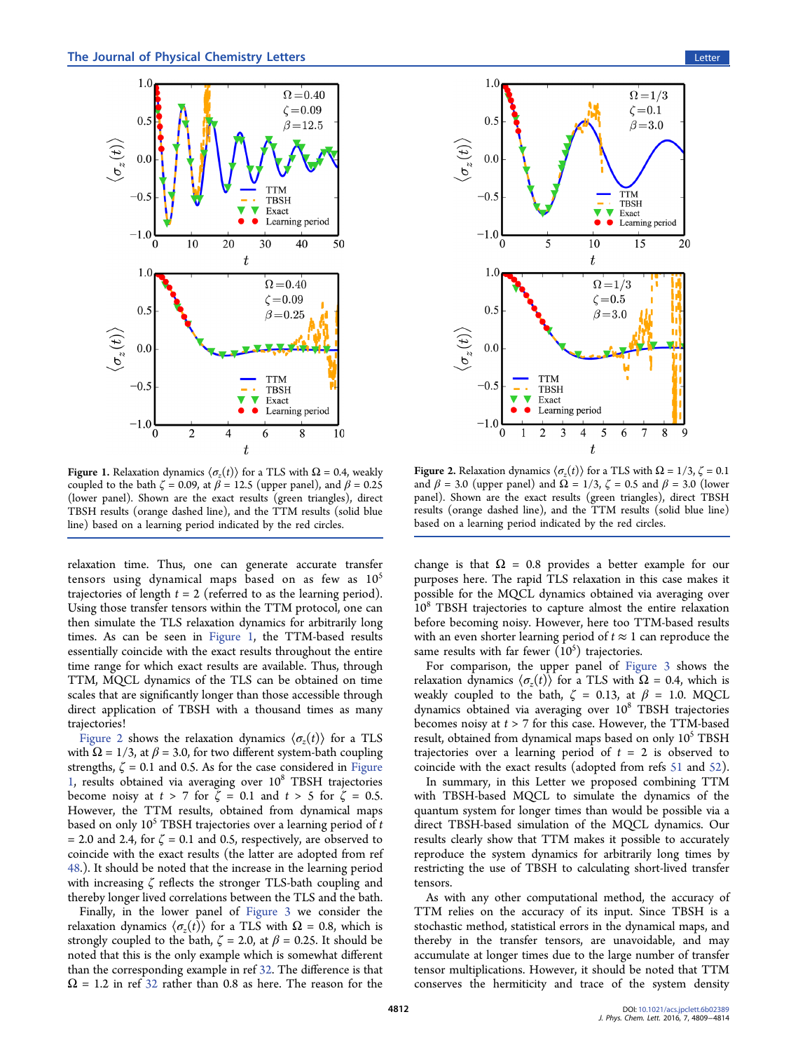Figure 1. Relaxation dynamics $\langle \sigma_z(t) \rangle$ for a TLS with $\Omega = 0.4$, weakly coupled to the bath $\zeta = 0.09$, at $\beta = 12.5$ (upper panel), and $\beta = 0.25$ (lower panel). Shown are the exact results (green triangles), direct TBSH results (orange dashed line), and the TTM results (solid blue line) based on a learning period indicated by the red circles.

Figure 2. Relaxation dynamics $\langle \sigma_z(t) \rangle$ for a TLS with $\Omega = 1/3$, $\zeta = 0.1$ and $\beta = 3.0$ (upper panel) and $\Omega = 1/3$, $\zeta = 0.5$ and $\beta = 3.0$ (lower panel). Shown are the exact results (green triangles), direct TBSH results (orange dashed line), and the TTM results (solid blue line) based on a learning period indicated by the red circles.

relaxation time. Thus, one can generate accurate transfer tensors using dynamical maps based on as few as $10^5$ trajectories of length $t = 2$ (referred to as the learning period). Using those transfer tensors within the TTM protocol, one can then simulate the TLS relaxation dynamics for arbitrarily long times. As can be seen in Figure 1, the TTM-based results essentially coincide with the exact results throughout the entire time range for which exact results are available. Thus, through TTM, MQCL dynamics of the TLS can be obtained on time scales that are significantly longer than those accessible through direct application of TBSH with a thousand times as many trajectories!

Figure 2 shows the relaxation dynamics $\langle \sigma_z(t) \rangle$ for a TLS with $\Omega = 1/3$, at $\beta = 3.0$, for two different system-bath coupling strengths, $\zeta = 0.1$ and 0.5. As for the case considered in Figure 1, results obtained via averaging over $10^8$ TBSH trajectories become noisy at $t > 7$ for $\zeta = 0.1$ and $t > 5$ for $\zeta = 0.5$. However, the TTM results, obtained from dynamical maps based on only $10^5$ TBSH trajectories over a learning period of $t = 2.0$ and 2.4, for $\zeta = 0.1$ and 0.5, respectively, are observed to coincide with the exact results (the latter are adopted from ref 48.). It should be noted that the increase in the learning period with increasing $\zeta$ reflects the stronger TLS-bath coupling and thereby longer lived correlations between the TLS and the bath.

Finally, in the lower panel of Figure 3 we consider the relaxation dynamics $\langle \sigma_z(t) \rangle$ for a TLS with $\Omega = 0.8$, which is strongly coupled to the bath, $\zeta = 2.0$, at $\beta = 0.25$. It should be noted that this is the only example which is somewhat different than the corresponding example in ref 32. The difference is that $\Omega = 1.2$ in ref 32 rather than 0.8 as here. The reason for the change is that $\Omega = 0.8$ provides a better example for our purposes here. The rapid TLS relaxation in this case makes it possible for the MQCL dynamics obtained via averaging over $10^8$ TBSH trajectories to capture almost the entire relaxation before becoming noisy. However, here too TTM-based results with an even shorter learning period of $t \approx 1$ can reproduce the same results with far fewer ($10^5$) trajectories.

For comparison, the upper panel of Figure 3 shows the relaxation dynamics $\langle \sigma_z(t) \rangle$ for a TLS with $\Omega = 0.4$, which is weakly coupled to the bath, $\zeta = 0.13$, at $\beta = 1.0$. MQCL dynamics obtained via averaging over $10^8$ TBSH trajectories becomes noisy at $t > 7$ for this case. However, the TTM-based result, obtained from dynamical maps based on only $10^5$ TBSH trajectories over a learning period of $t = 2$ is observed to coincide with the exact results (adopted from refs 51 and 52).

In summary, in this Letter we proposed combining TTM with TBSH-based MQCL to simulate the dynamics of the quantum system for longer times than would be possible via a direct TBSH-based simulation of the MQCL dynamics. Our results clearly show that TTM makes it possible to accurately reproduce the system dynamics for arbitrarily long times by restricting the use of TBSH to calculating short-lived transfer tensors.

As with any other computational method, the accuracy of TTM relies on the accuracy of its input. Since TBSH is a stochastic method, statistical errors in the dynamical maps, and thereby in the transfer tensors, are unavoidable, and may accumulate at longer times due to the large number of transfer tensor multiplications. However, it should be noted that TTM conserves the hermiticity and trace of the system density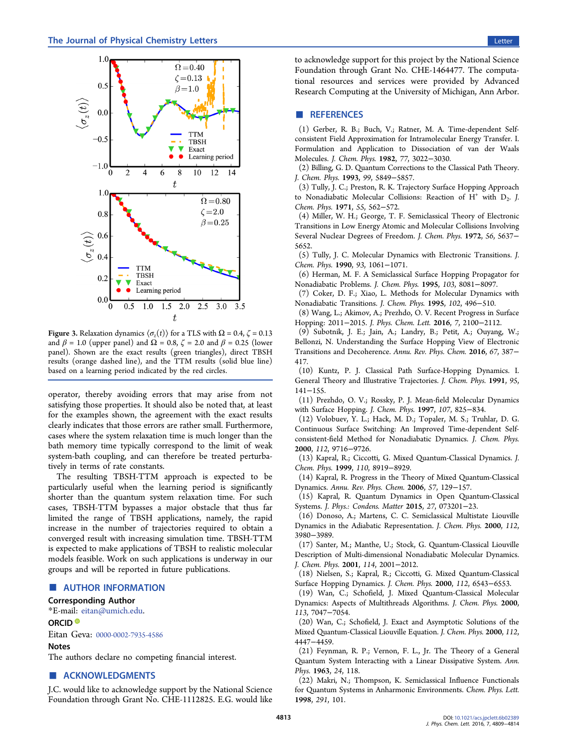Figure 3. Relaxation dynamics $\langle \sigma_z(t) \rangle$ for a TLS with $\Omega = 0.4$, $\zeta = 0.13$ and $\beta = 1.0$ (upper panel) and $\Omega = 0.8$, $\zeta = 2.0$ and $\beta = 0.25$ (lower panel). Shown are the exact results (green triangles), direct TBSH results (orange dashed line), and the TTM results (solid blue line) based on a learning period indicated by the red circles.

operator, thereby avoiding errors that may arise from not satisfying those properties. It should also be noted that, at least for the examples shown, the agreement with the exact results clearly indicates that those errors are rather small. Furthermore, cases where the system relaxation time is much longer than the bath memory time typically correspond to the limit of weak system-bath coupling, and can therefore be treated perturbatively in terms of rate constants.

The resulting TBSH-TTM approach is expected to be particularly useful when the learning period is significantly shorter than the quantum system relaxation time. For such cases, TBSH-TTM bypasses a major obstacle that thus far limited the range of TBSH applications, namely, the rapid increase in the number of trajectories required to obtain a converged result with increasing simulation time. TBSH-TTM is expected to make applications of TBSH to realistic molecular models feasible. Work on such applications is underway in our groups and will be reported in future publications.

## AUTHOR INFORMATION

### Corresponding Author

*E-mail: eitan@umich.edu.

### ORCID

Eitan Geva: 0000-0002-7935-4586

### Notes

The authors declare no competing financial interest.

## ACKNOWLEDGMENTS

J.C. would like to acknowledge support by the National Science Foundation through Grant No. CHE-1112825. E.G. would like to acknowledge support for this project by the National Science Foundation through Grant No. CHE-1464477. The computational resources and services were provided by Advanced Research Computing at the University of Michigan, Ann Arbor.

## REFERENCES

(1) Gerber, R. B.; Buch, V.; Ratner, M. A. Time-dependent Self-consistent Field Approximation for Intramolecular Energy Transfer. I. Formulation and Application to Dissociation of van der Waals Molecules. *J. Chem. Phys.* **1982**, *77*, 3022−3030.

(2) Billing, G. D. Quantum Corrections to the Classical Path Theory. *J. Chem. Phys.* **1993**, *99*, 5849−5857.

(3) Tully, J. C.; Preston, R. K. Trajectory Surface Hopping Approach to Nonadiabatic Molecular Collisions: Reaction of $H^+$ with $D_2$. *J. Chem. Phys.* **1971**, *55*, 562−572.

(4) Miller, W. H.; George, T. F. Semiclassical Theory of Electronic Transitions in Low Energy Atomic and Molecular Collisions Involving Several Nuclear Degrees of Freedom. *J. Chem. Phys.* **1972**, *56*, 5637−5652.

(5) Tully, J. C. Molecular Dynamics with Electronic Transitions. *J. Chem. Phys.* **1990**, *93*, 1061−1071.

(6) Herman, M. F. A Semiclassical Surface Hopping Propagator for Nonadiabatic Problems. *J. Chem. Phys.* **1995**, *103*, 8081−8097.

(7) Coker, D. F.; Xiao, L. Methods for Molecular Dynamics with Nonadiabatic Transitions. *J. Chem. Phys.* **1995**, *102*, 496−510.

(8) Wang, L.; Akimov, A.; Prezhdo, O. V. Recent Progress in Surface Hopping: 2011−2015. *J. Phys. Chem. Lett.* **2016**, *7*, 2100−2112.

(9) Subotnik, J. E.; Jain, A.; Landry, B.; Petit, A.; Ouyang, W.; Bellonzi, N. Understanding the Surface Hopping View of Electronic Transitions and Decoherence. *Annu. Rev. Phys. Chem.* **2016**, *67*, 387−417.

(10) Kuntz, P. J. Classical Path Surface-Hopping Dynamics. I. General Theory and Illustrative Trajectories. *J. Chem. Phys.* **1991**, *95*, 141−155.

(11) Prezhdo, O. V.; Rossky, P. J. Mean-field Molecular Dynamics with Surface Hopping. *J. Chem. Phys.* **1997**, *107*, 825−834.

(12) Volobuev, Y. L.; Hack, M. D.; Topaler, M. S.; Truhlar, D. G. Continuous Surface Switching: An Improved Time-dependent Self-consistent-field Method for Nonadiabatic Dynamics. *J. Chem. Phys.* **2000**, *112*, 9716−9726.

(13) Kapral, R.; Ciccotti, G. Mixed Quantum-Classical Dynamics. *J. Chem. Phys.* **1999**, *110*, 8919−8929.

(14) Kapral, R. Progress in the Theory of Mixed Quantum-Classical Dynamics. *Annu. Rev. Phys. Chem.* **2006**, *57*, 129−157.

(15) Kapral, R. Quantum Dynamics in Open Quantum-Classical Systems. *J. Phys.: Condens. Matter* **2015**, *27*, 073201−23.

(16) Donoso, A.; Martens, C. C. Semiclassical Multistate Liouville Dynamics in the Adiabatic Representation. *J. Chem. Phys.* **2000**, *112*, 3980−3989.

(17) Santer, M.; Manthe, U.; Stock, G. Quantum-Classical Liouville Description of Multi-dimensional Nonadiabatic Molecular Dynamics. *J. Chem. Phys.* **2001**, *114*, 2001−2012.

(18) Nielsen, S.; Kapral, R.; Ciccotti, G. Mixed Quantum-Classical Surface Hopping Dynamics. *J. Chem. Phys.* **2000**, *112*, 6543−6553.

(19) Wan, C.; Schofield, J. Mixed Quantum-Classical Molecular Dynamics: Aspects of Multithreads Algorithms. *J. Chem. Phys.* **2000**, *113*, 7047−7054.

(20) Wan, C.; Schofield, J. Exact and Asymptotic Solutions of the Mixed Quantum-Classical Liouville Equation. *J. Chem. Phys.* **2000**, *112*, 4447−4459.

(21) Feynman, R. P.; Vernon, F. L., Jr. The Theory of a General Quantum System Interacting with a Linear Dissipative System. *Ann. Phys.* **1963**, *24*, 118.

(22) Makri, N.; Thompson, K. Semiclassical Influence Functionals for Quantum Systems in Anharmonic Environments. *Chem. Phys. Lett.* **1998**, *291*, 101.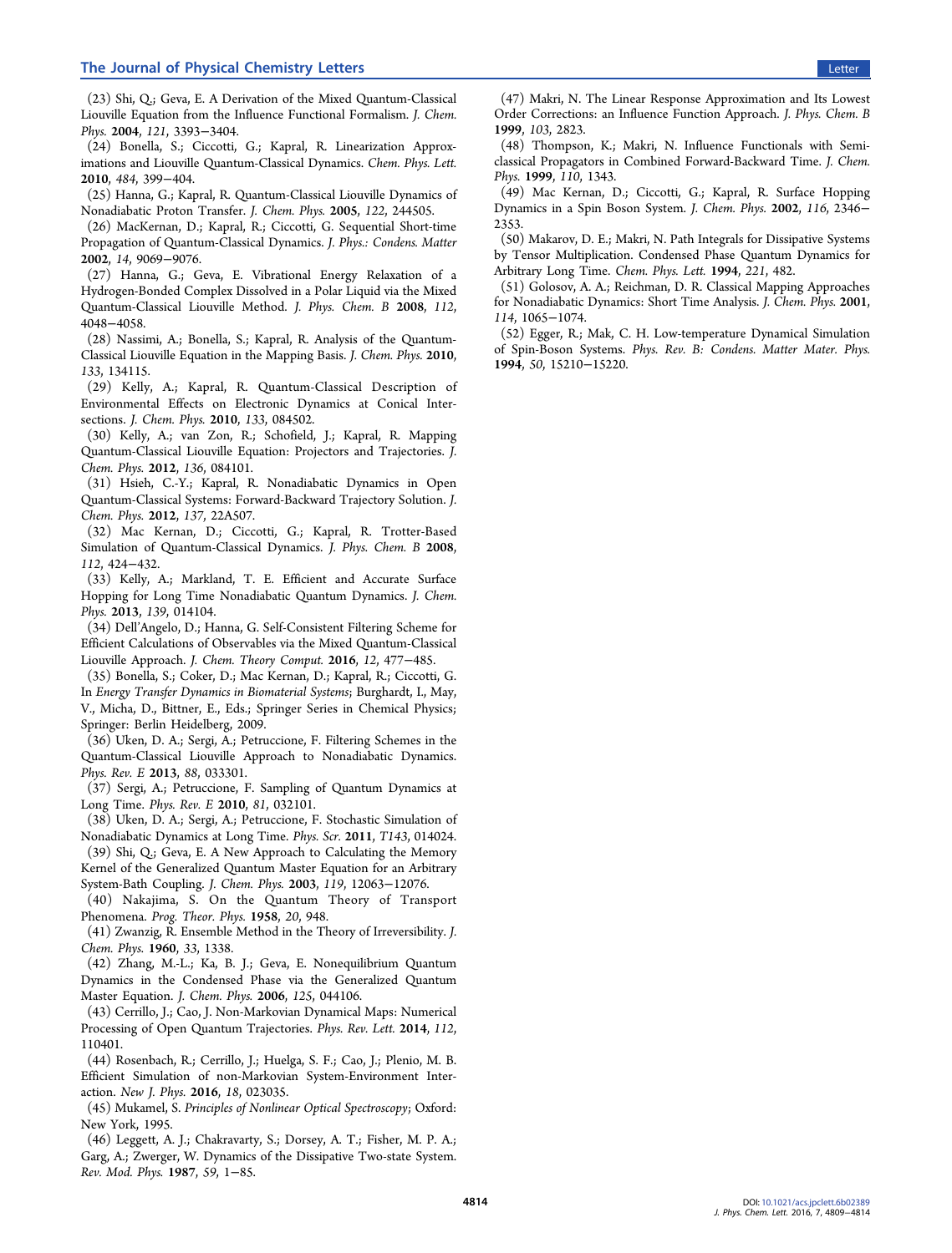(23) Shi, Q.; Geva, E. A Derivation of the Mixed Quantum-Classical Liouville Equation from the Influence Functional Formalism. *J. Chem. Phys.* **2004**, *121*, 3393−3404.

(24) Bonella, S.; Ciccotti, G.; Kapral, R. Linearization Approximations and Liouville Quantum-Classical Dynamics. *Chem. Phys. Lett.* **2010**, *484*, 399−404.

(25) Hanna, G.; Kapral, R. Quantum-Classical Liouville Dynamics of Nonadiabatic Proton Transfer. *J. Chem. Phys.* **2005**, *122*, 244505.

(26) MacKernan, D.; Kapral, R.; Ciccotti, G. Sequential Short-time Propagation of Quantum-Classical Dynamics. *J. Phys.: Condens. Matter* **2002**, *14*, 9069−9076.

(27) Hanna, G.; Geva, E. Vibrational Energy Relaxation of a Hydrogen-Bonded Complex Dissolved in a Polar Liquid via the Mixed Quantum-Classical Liouville Method. *J. Phys. Chem. B* **2008**, *112*, 4048−4058.

(28) Nassimi, A.; Bonella, S.; Kapral, R. Analysis of the Quantum-Classical Liouville Equation in the Mapping Basis. *J. Chem. Phys.* **2010**, *133*, 134115.

(29) Kelly, A.; Kapral, R. Quantum-Classical Description of Environmental Effects on Electronic Dynamics at Conical Intersections. *J. Chem. Phys.* **2010**, *133*, 084502.

(30) Kelly, A.; van Zon, R.; Schofield, J.; Kapral, R. Mapping Quantum-Classical Liouville Equation: Projectors and Trajectories. *J. Chem. Phys.* **2012**, *136*, 084101.

(31) Hsieh, C.-Y.; Kapral, R. Nonadiabatic Dynamics in Open Quantum-Classical Systems: Forward-Backward Trajectory Solution. *J. Chem. Phys.* **2012**, *137*, 22A507.

(32) Mac Kernan, D.; Ciccotti, G.; Kapral, R. Trotter-Based Simulation of Quantum-Classical Dynamics. *J. Phys. Chem. B* **2008**, *112*, 424−432.

(33) Kelly, A.; Markland, T. E. Efficient and Accurate Surface Hopping for Long Time Nonadiabatic Quantum Dynamics. *J. Chem. Phys.* **2013**, *139*, 014104.

(34) Dell'Angelo, D.; Hanna, G. Self-Consistent Filtering Scheme for Efficient Calculations of Observables via the Mixed Quantum-Classical Liouville Approach. *J. Chem. Theory Comput.* **2016**, *12*, 477−485.

(35) Bonella, S.; Coker, D.; Mac Kernan, D.; Kapral, R.; Ciccotti, G. In *Energy Transfer Dynamics in Biomaterial Systems*; Burghardt, I., May, V., Micha, D., Bittner, E., Eds.; Springer Series in Chemical Physics; Springer: Berlin Heidelberg, 2009.

(36) Uken, D. A.; Sergi, A.; Petruccione, F. Filtering Schemes in the Quantum-Classical Liouville Approach to Nonadiabatic Dynamics. *Phys. Rev. E* **2013**, *88*, 033301.

(37) Sergi, A.; Petruccione, F. Sampling of Quantum Dynamics at Long Time. *Phys. Rev. E* **2010**, *81*, 032101.

(38) Uken, D. A.; Sergi, A.; Petruccione, F. Stochastic Simulation of Nonadiabatic Dynamics at Long Time. *Phys. Scr.* **2011**, *T143*, 014024.

(39) Shi, Q.; Geva, E. A New Approach to Calculating the Memory Kernel of the Generalized Quantum Master Equation for an Arbitrary System-Bath Coupling. *J. Chem. Phys.* **2003**, *119*, 12063−12076.

(40) Nakajima, S. On the Quantum Theory of Transport Phenomena. *Prog. Theor. Phys.* **1958**, *20*, 948.

(41) Zwanzig, R. Ensemble Method in the Theory of Irreversibility. *J. Chem. Phys.* **1960**, *33*, 1338.

(42) Zhang, M.-L.; Ka, B. J.; Geva, E. Nonequilibrium Quantum Dynamics in the Condensed Phase via the Generalized Quantum Master Equation. *J. Chem. Phys.* **2006**, *125*, 044106.

(43) Cerrillo, J.; Cao, J. Non-Markovian Dynamical Maps: Numerical Processing of Open Quantum Trajectories. *Phys. Rev. Lett.* **2014**, *112*, 110401.

(44) Rosenbach, R.; Cerrillo, J.; Huelga, S. F.; Cao, J.; Plenio, M. B. Efficient Simulation of non-Markovian System-Environment Interaction. *New J. Phys.* **2016**, *18*, 023035.

(45) Mukamel, S. *Principles of Nonlinear Optical Spectroscopy*; Oxford: New York, 1995.

(46) Leggett, A. J.; Chakravarty, S.; Dorsey, A. T.; Fisher, M. P. A.; Garg, A.; Zwerger, W. Dynamics of the Dissipative Two-state System. *Rev. Mod. Phys.* **1987**, *59*, 1−85.

(47) Makri, N. The Linear Response Approximation and Its Lowest Order Corrections: an Influence Function Approach. *J. Phys. Chem. B* **1999**, *103*, 2823.

(48) Thompson, K.; Makri, N. Influence Functionals with Semiclassical Propagators in Combined Forward-Backward Time. *J. Chem. Phys.* **1999**, *110*, 1343.

(49) Mac Kernan, D.; Ciccotti, G.; Kapral, R. Surface Hopping Dynamics in a Spin Boson System. *J. Chem. Phys.* **2002**, *116*, 2346−2353.

(50) Makarov, D. E.; Makri, N. Path Integrals for Dissipative Systems by Tensor Multiplication. Condensed Phase Quantum Dynamics for Arbitrary Long Time. *Chem. Phys. Lett.* **1994**, *221*, 482.

(51) Golosov, A. A.; Reichman, D. R. Classical Mapping Approaches for Nonadiabatic Dynamics: Short Time Analysis. *J. Chem. Phys.* **2001**, *114*, 1065−1074.

(52) Egger, R.; Mak, C. H. Low-temperature Dynamical Simulation of Spin-Boson Systems. *Phys. Rev. B: Condens. Matter Mater. Phys.* **1994**, *50*, 15210−15220.